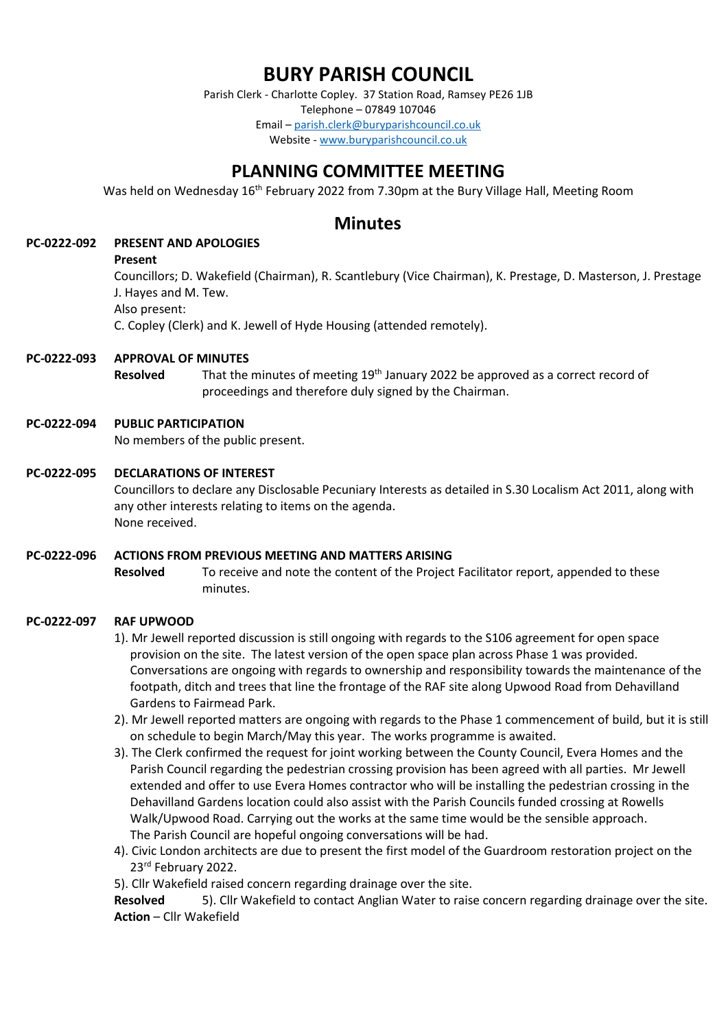# BURY PARISH COUNCIL

Parish Clerk - Charlotte Copley. 37 Station Road, Ramsey PE26 1JB
Telephone – 07849 107046
Email – parish.clerk@buryparishcouncil.co.uk
Website - www.buryparishcouncil.co.uk

## PLANNING COMMITTEE MEETING

Was held on Wednesday 16th February 2022 from 7.30pm at the Bury Village Hall, Meeting Room

## Minutes

**PC-0222-092 PRESENT AND APOLOGIES**

**Present**

Councillors; D. Wakefield (Chairman), R. Scantlebury (Vice Chairman), K. Prestage, D. Masterson, J. Prestage J. Hayes and M. Tew.

Also present:

C. Copley (Clerk) and K. Jewell of Hyde Housing (attended remotely).

**PC-0222-093 APPROVAL OF MINUTES**

**Resolved** That the minutes of meeting 19th January 2022 be approved as a correct record of proceedings and therefore duly signed by the Chairman.

**PC-0222-094 PUBLIC PARTICIPATION**

No members of the public present.

**PC-0222-095 DECLARATIONS OF INTEREST**

Councillors to declare any Disclosable Pecuniary Interests as detailed in S.30 Localism Act 2011, along with any other interests relating to items on the agenda.

None received.

**PC-0222-096 ACTIONS FROM PREVIOUS MEETING AND MATTERS ARISING**

**Resolved** To receive and note the content of the Project Facilitator report, appended to these minutes.

**PC-0222-097 RAF UPWOOD**

1). Mr Jewell reported discussion is still ongoing with regards to the S106 agreement for open space provision on the site. The latest version of the open space plan across Phase 1 was provided. Conversations are ongoing with regards to ownership and responsibility towards the maintenance of the footpath, ditch and trees that line the frontage of the RAF site along Upwood Road from Dehavilland Gardens to Fairmead Park.

2). Mr Jewell reported matters are ongoing with regards to the Phase 1 commencement of build, but it is still on schedule to begin March/May this year. The works programme is awaited.

3). The Clerk confirmed the request for joint working between the County Council, Evera Homes and the Parish Council regarding the pedestrian crossing provision has been agreed with all parties. Mr Jewell extended and offer to use Evera Homes contractor who will be installing the pedestrian crossing in the Dehavilland Gardens location could also assist with the Parish Councils funded crossing at Rowells Walk/Upwood Road. Carrying out the works at the same time would be the sensible approach. The Parish Council are hopeful ongoing conversations will be had.

4). Civic London architects are due to present the first model of the Guardroom restoration project on the 23rd February 2022.

5). Cllr Wakefield raised concern regarding drainage over the site.

**Resolved** 5). Cllr Wakefield to contact Anglian Water to raise concern regarding drainage over the site.

**Action** – Cllr Wakefield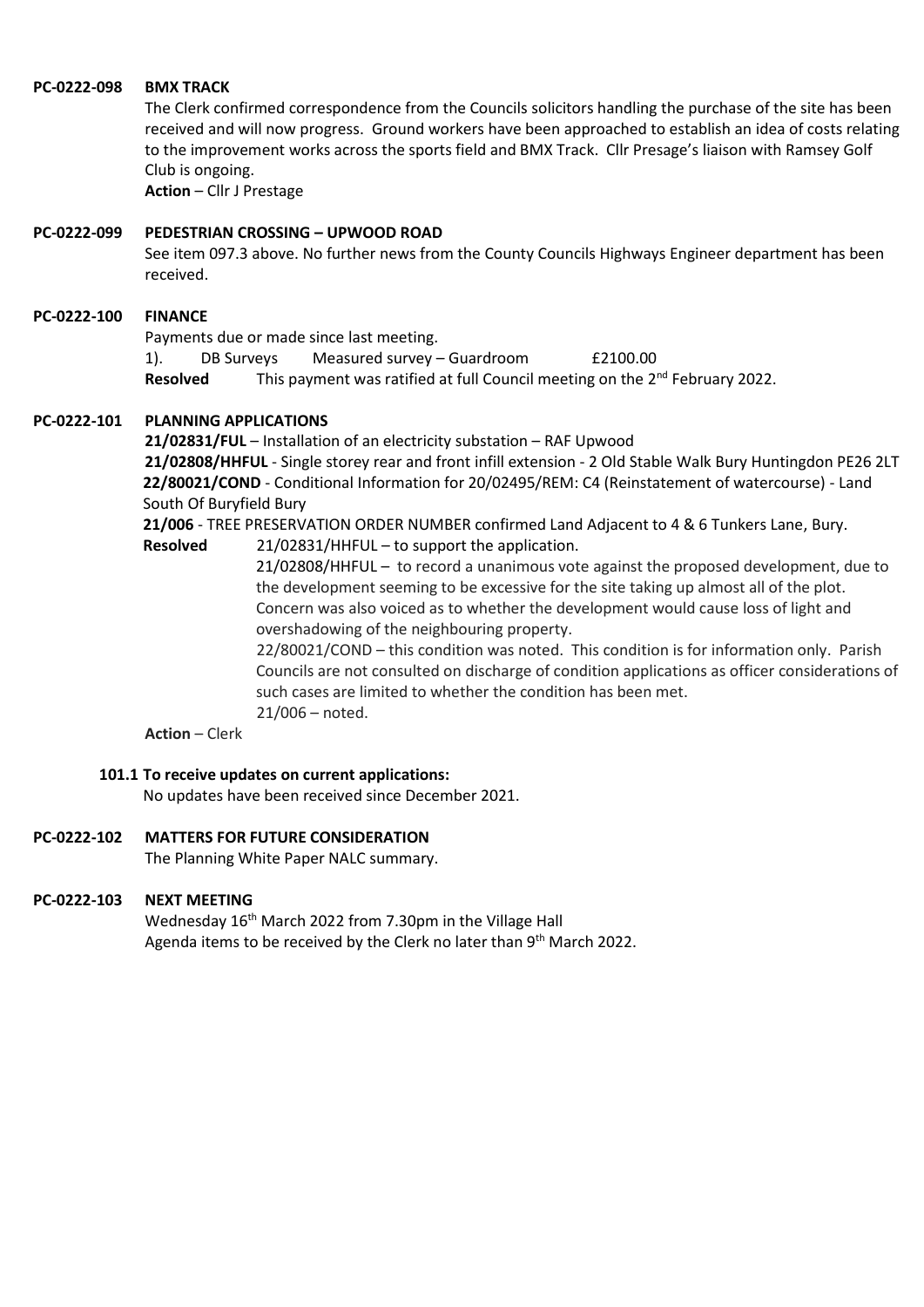**PC-0222-098 BMX TRACK**

The Clerk confirmed correspondence from the Councils solicitors handling the purchase of the site has been received and will now progress. Ground workers have been approached to establish an idea of costs relating to the improvement works across the sports field and BMX Track. Cllr Presage's liaison with Ramsey Golf Club is ongoing.

**Action** – Cllr J Prestage

**PC-0222-099 PEDESTRIAN CROSSING – UPWOOD ROAD**

See item 097.3 above. No further news from the County Councils Highways Engineer department has been received.

**PC-0222-100 FINANCE**

Payments due or made since last meeting.

1). DB Surveys Measured survey – Guardroom £2100.00

**Resolved** This payment was ratified at full Council meeting on the 2nd February 2022.

**PC-0222-101 PLANNING APPLICATIONS**

**21/02831/FUL** – Installation of an electricity substation – RAF Upwood

**21/02808/HHFUL** - Single storey rear and front infill extension - 2 Old Stable Walk Bury Huntingdon PE26 2LT

**22/80021/COND** - Conditional Information for 20/02495/REM: C4 (Reinstatement of watercourse) - Land South Of Buryfield Bury

**21/006** - TREE PRESERVATION ORDER NUMBER confirmed Land Adjacent to 4 & 6 Tunkers Lane, Bury.

**Resolved** 21/02831/HHFUL – to support the application.

21/02808/HHFUL – to record a unanimous vote against the proposed development, due to the development seeming to be excessive for the site taking up almost all of the plot. Concern was also voiced as to whether the development would cause loss of light and overshadowing of the neighbouring property.

22/80021/COND – this condition was noted. This condition is for information only. Parish Councils are not consulted on discharge of condition applications as officer considerations of such cases are limited to whether the condition has been met.

21/006 – noted.

**Action** – Clerk

**101.1 To receive updates on current applications:**

No updates have been received since December 2021.

**PC-0222-102 MATTERS FOR FUTURE CONSIDERATION**

The Planning White Paper NALC summary.

**PC-0222-103 NEXT MEETING**

Wednesday 16th March 2022 from 7.30pm in the Village Hall

Agenda items to be received by the Clerk no later than 9th March 2022.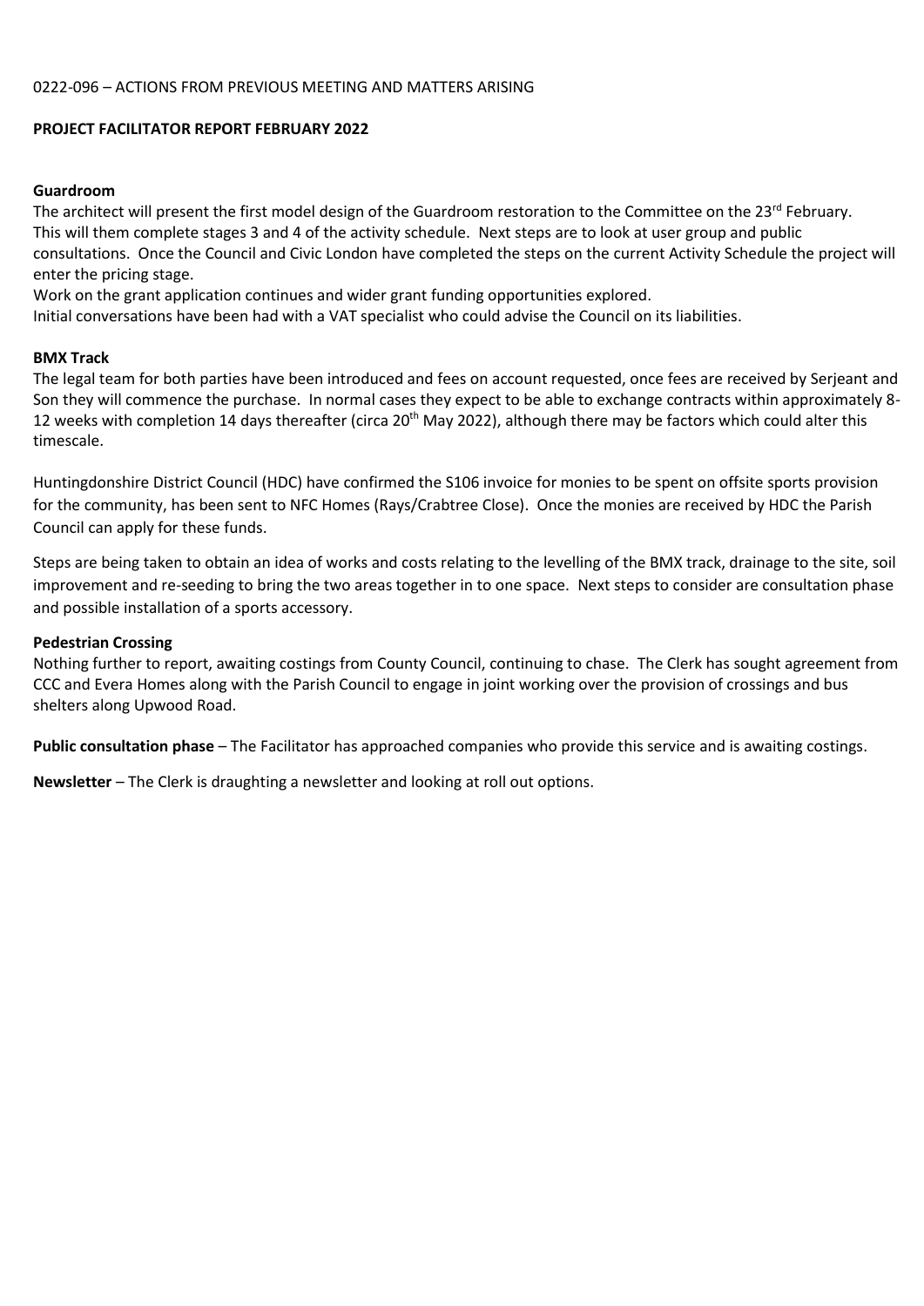0222-096 – ACTIONS FROM PREVIOUS MEETING AND MATTERS ARISING

**PROJECT FACILITATOR REPORT FEBRUARY 2022**

**Guardroom**

The architect will present the first model design of the Guardroom restoration to the Committee on the 23rd February. This will them complete stages 3 and 4 of the activity schedule. Next steps are to look at user group and public consultations. Once the Council and Civic London have completed the steps on the current Activity Schedule the project will enter the pricing stage.

Work on the grant application continues and wider grant funding opportunities explored.

Initial conversations have been had with a VAT specialist who could advise the Council on its liabilities.

**BMX Track**

The legal team for both parties have been introduced and fees on account requested, once fees are received by Serjeant and Son they will commence the purchase. In normal cases they expect to be able to exchange contracts within approximately 8-12 weeks with completion 14 days thereafter (circa 20th May 2022), although there may be factors which could alter this timescale.

Huntingdonshire District Council (HDC) have confirmed the S106 invoice for monies to be spent on offsite sports provision for the community, has been sent to NFC Homes (Rays/Crabtree Close). Once the monies are received by HDC the Parish Council can apply for these funds.

Steps are being taken to obtain an idea of works and costs relating to the levelling of the BMX track, drainage to the site, soil improvement and re-seeding to bring the two areas together in to one space. Next steps to consider are consultation phase and possible installation of a sports accessory.

**Pedestrian Crossing**

Nothing further to report, awaiting costings from County Council, continuing to chase. The Clerk has sought agreement from CCC and Evera Homes along with the Parish Council to engage in joint working over the provision of crossings and bus shelters along Upwood Road.

**Public consultation phase** – The Facilitator has approached companies who provide this service and is awaiting costings.

**Newsletter** – The Clerk is draughting a newsletter and looking at roll out options.